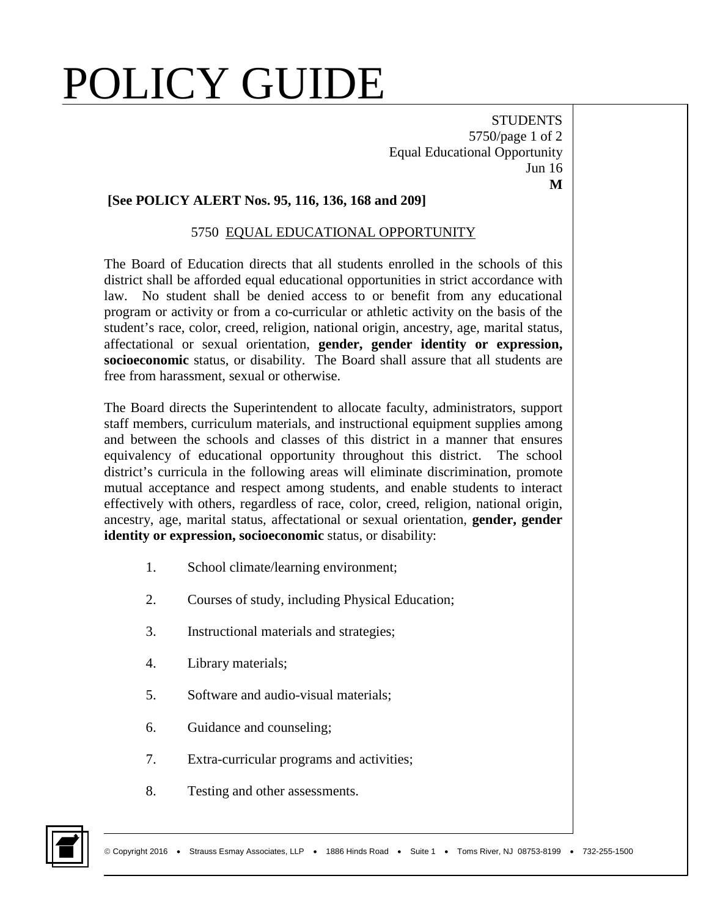# POLICY GUIDE

STUDENTS
5750/page 1 of 2
Equal Educational Opportunity
Jun 16
**M**

**[See POLICY ALERT Nos. 95, 116, 136, 168 and 209]**

## 5750 EQUAL EDUCATIONAL OPPORTUNITY

The Board of Education directs that all students enrolled in the schools of this district shall be afforded equal educational opportunities in strict accordance with law. No student shall be denied access to or benefit from any educational program or activity or from a co-curricular or athletic activity on the basis of the student's race, color, creed, religion, national origin, ancestry, age, marital status, affectational or sexual orientation, **gender, gender identity or expression, socioeconomic** status, or disability. The Board shall assure that all students are free from harassment, sexual or otherwise.

The Board directs the Superintendent to allocate faculty, administrators, support staff members, curriculum materials, and instructional equipment supplies among and between the schools and classes of this district in a manner that ensures equivalency of educational opportunity throughout this district. The school district's curricula in the following areas will eliminate discrimination, promote mutual acceptance and respect among students, and enable students to interact effectively with others, regardless of race, color, creed, religion, national origin, ancestry, age, marital status, affectational or sexual orientation, **gender, gender identity or expression, socioeconomic** status, or disability:

1. School climate/learning environment;
2. Courses of study, including Physical Education;
3. Instructional materials and strategies;
4. Library materials;
5. Software and audio-visual materials;
6. Guidance and counseling;
7. Extra-curricular programs and activities;
8. Testing and other assessments.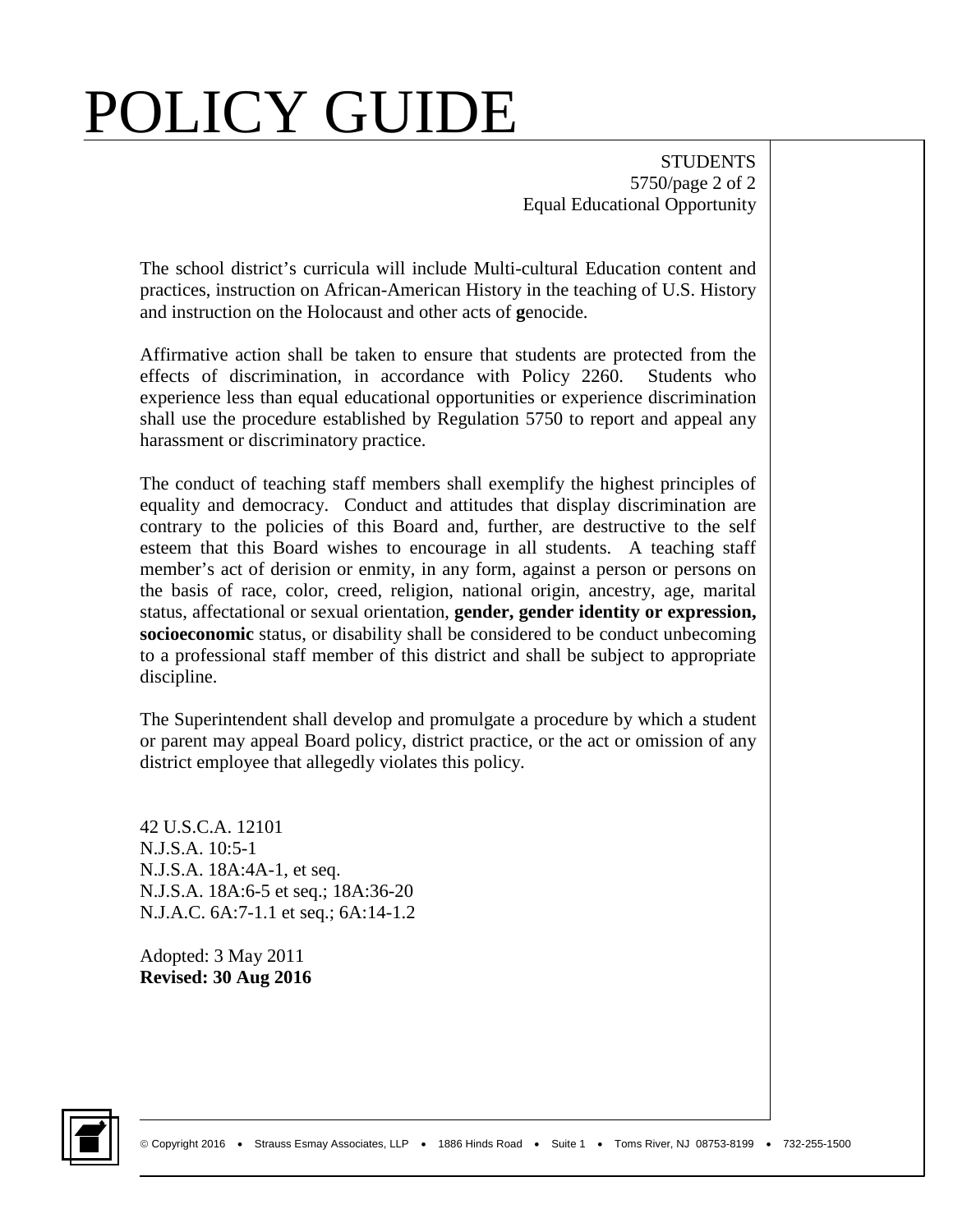The school district's curricula will include Multi-cultural Education content and practices, instruction on African-American History in the teaching of U.S. History and instruction on the Holocaust and other acts of **g**enocide.

Affirmative action shall be taken to ensure that students are protected from the effects of discrimination, in accordance with Policy 2260. Students who experience less than equal educational opportunities or experience discrimination shall use the procedure established by Regulation 5750 to report and appeal any harassment or discriminatory practice.

The conduct of teaching staff members shall exemplify the highest principles of equality and democracy. Conduct and attitudes that display discrimination are contrary to the policies of this Board and, further, are destructive to the self esteem that this Board wishes to encourage in all students. A teaching staff member's act of derision or enmity, in any form, against a person or persons on the basis of race, color, creed, religion, national origin, ancestry, age, marital status, affectational or sexual orientation, **gender, gender identity or expression, socioeconomic** status, or disability shall be considered to be conduct unbecoming to a professional staff member of this district and shall be subject to appropriate discipline.

The Superintendent shall develop and promulgate a procedure by which a student or parent may appeal Board policy, district practice, or the act or omission of any district employee that allegedly violates this policy.

42 U.S.C.A. 12101
N.J.S.A. 10:5-1
N.J.S.A. 18A:4A-1, et seq.
N.J.S.A. 18A:6-5 et seq.; 18A:36-20
N.J.A.C. 6A:7-1.1 et seq.; 6A:14-1.2

Adopted: 3 May 2011
**Revised: 30 Aug 2016**

© Copyright 2016 • Strauss Esmay Associates, LLP • 1886 Hinds Road • Suite 1 • Toms River, NJ 08753-8199 • 732-255-1500